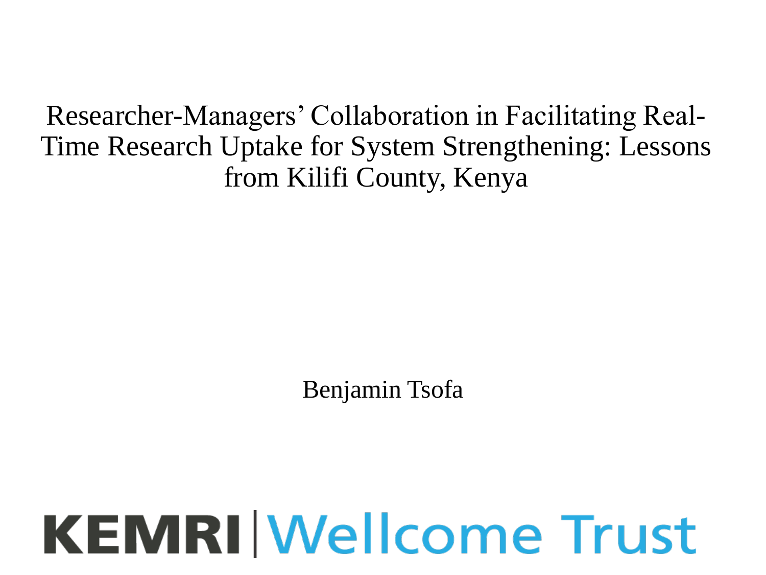# Researcher-Managers' Collaboration in Facilitating Real-Time Research Uptake for System Strengthening: Lessons from Kilifi County, Kenya

Benjamin Tsofa

KEMRI | Wellcome Trust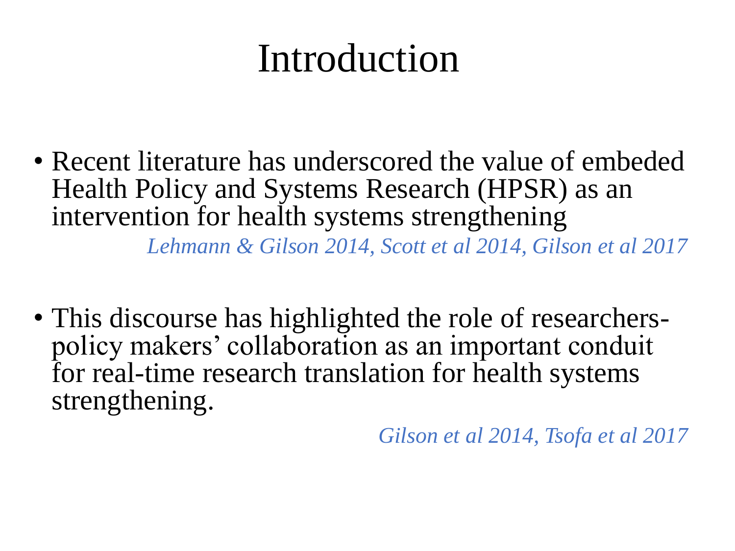# Introduction

- Recent literature has underscored the value of embeded Health Policy and Systems Research (HPSR) as an intervention for health systems strengthening

  *Lehmann & Gilson 2014, Scott et al 2014, Gilson et al 2017*

- This discourse has highlighted the role of researchers-policy makers' collaboration as an important conduit for real-time research translation for health systems strengthening.

  *Gilson et al 2014, Tsofa et al 2017*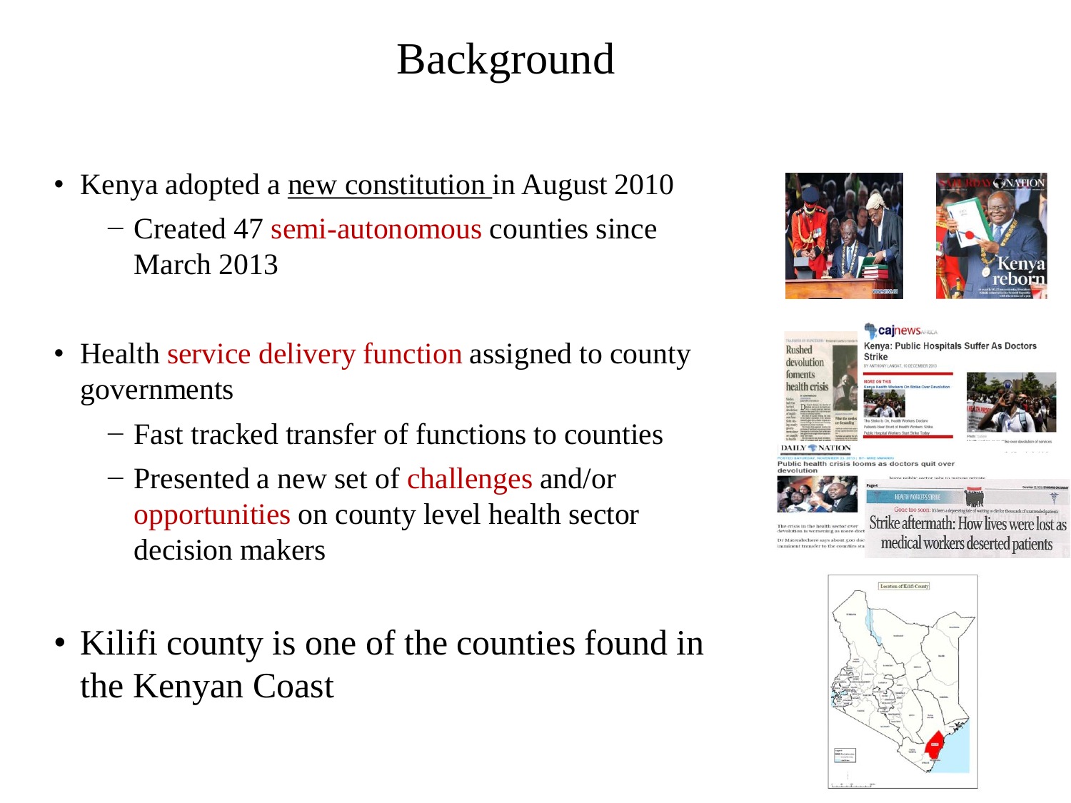# Background

- Kenya adopted a new constitution in August 2010
  - Created 47 semi-autonomous counties since March 2013
- Health service delivery function assigned to county governments
  - Fast tracked transfer of functions to counties
  - Presented a new set of challenges and/or opportunities on county level health sector decision makers
- Kilifi county is one of the counties found in the Kenyan Coast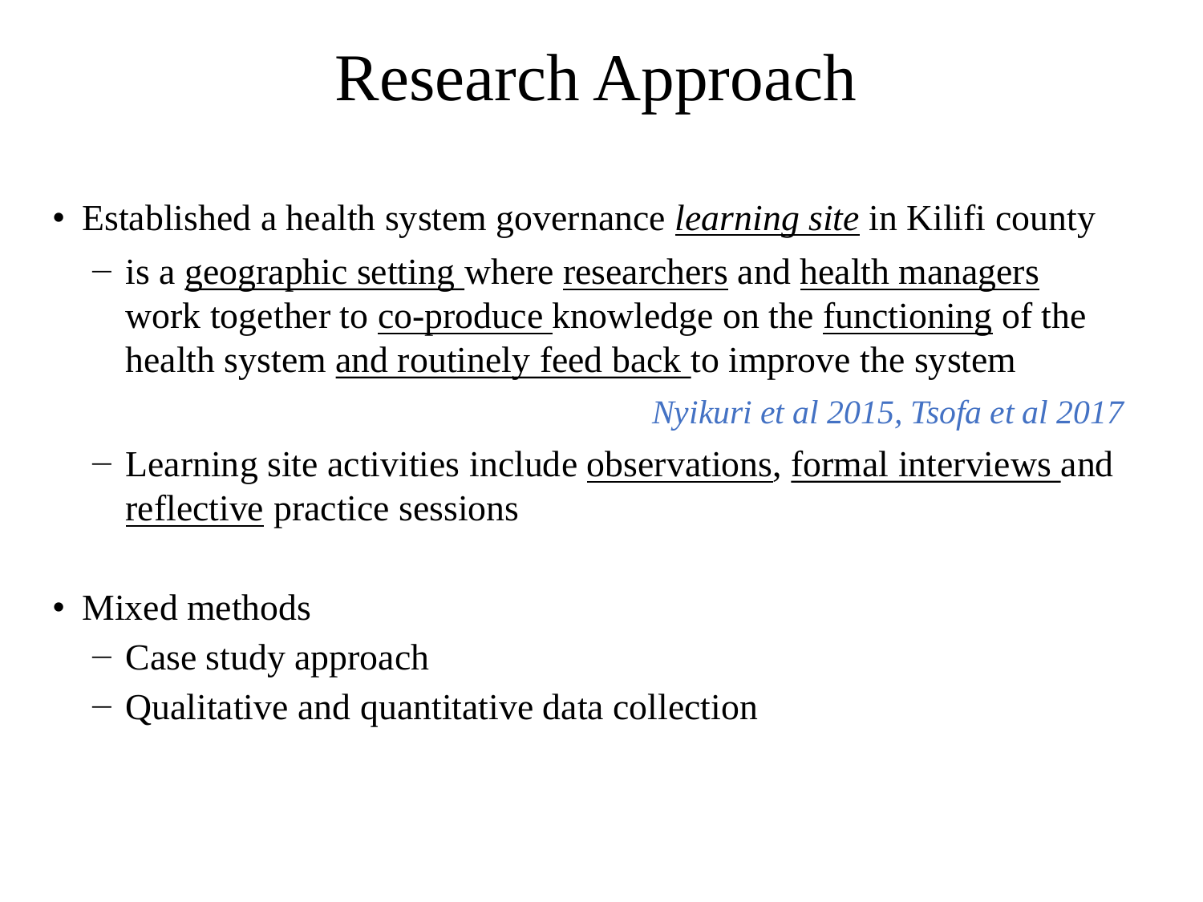# Research Approach

- Established a health system governance *learning site* in Kilifi county
  - is a geographic setting where researchers and health managers work together to co-produce knowledge on the functioning of the health system and routinely feed back to improve the system

    *Nyikuri et al 2015, Tsofa et al 2017*
  - Learning site activities include observations, formal interviews and reflective practice sessions

- Mixed methods
  - Case study approach
  - Qualitative and quantitative data collection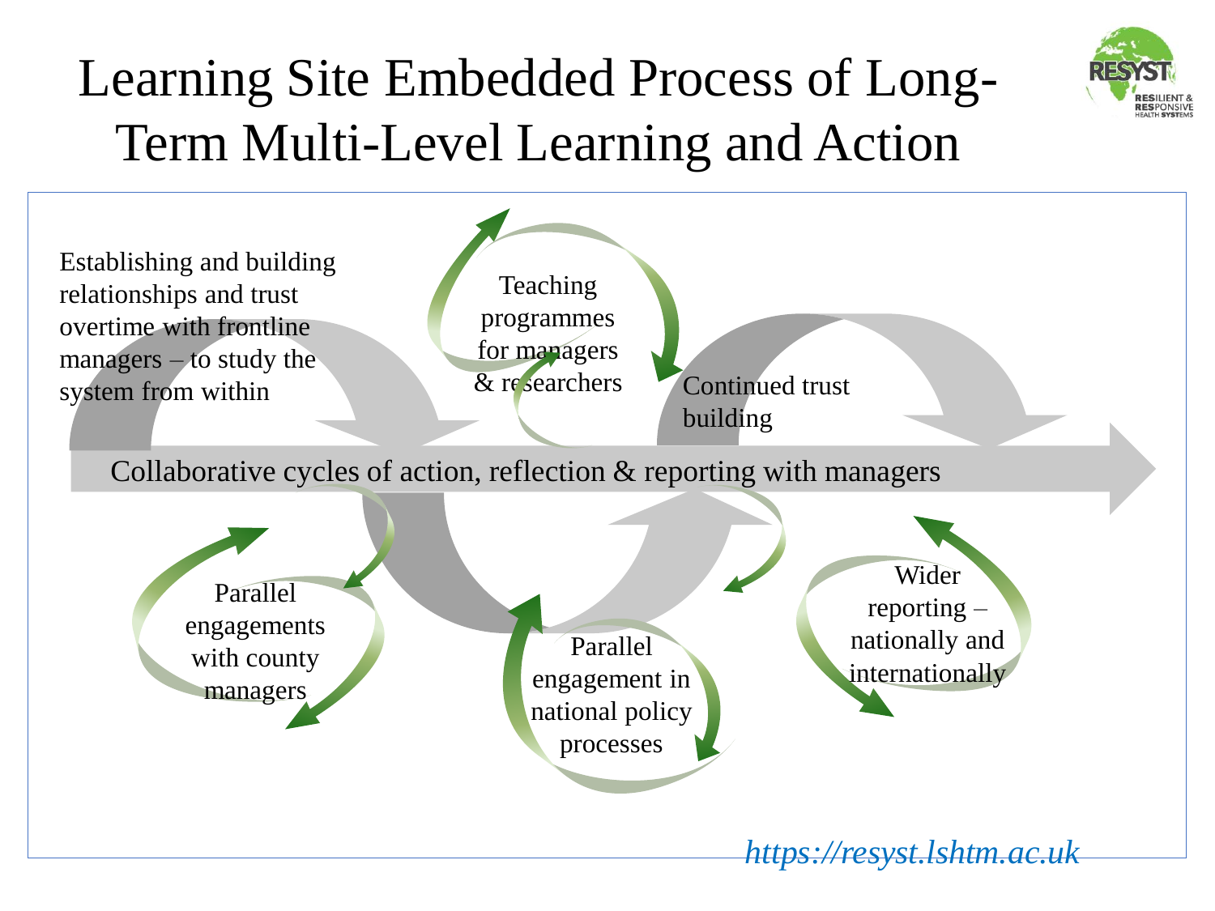# Learning Site Embedded Process of Long-Term Multi-Level Learning and Action

Establishing and building relationships and trust overtime with frontline managers – to study the system from within

Teaching programmes for managers & researchers

Continued trust building

Collaborative cycles of action, reflection & reporting with managers

Parallel engagements with county managers

Parallel engagement in national policy processes

Wider reporting – nationally and internationally

*https://resyst.lshtm.ac.uk*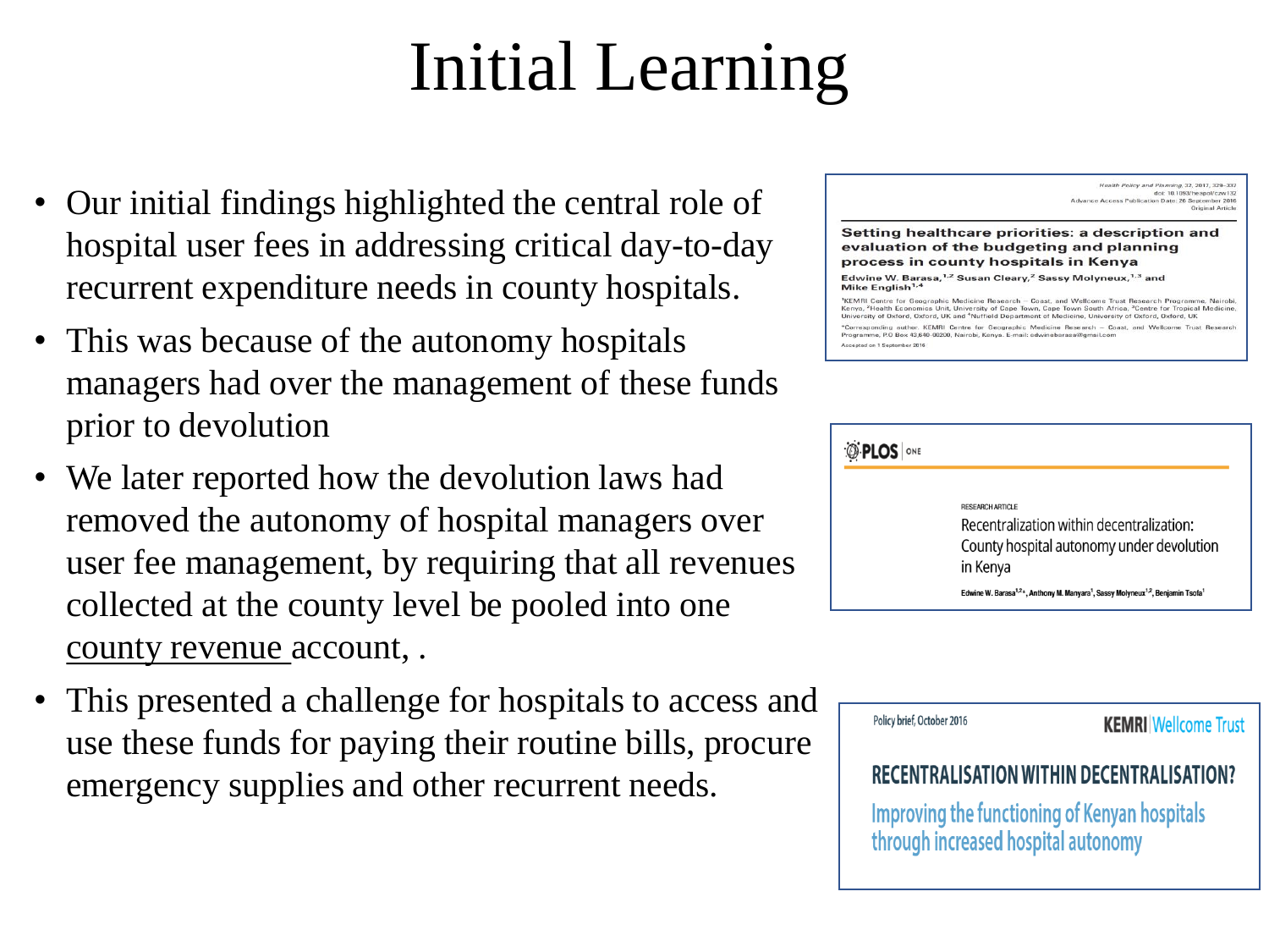# Initial Learning

- Our initial findings highlighted the central role of hospital user fees in addressing critical day-to-day recurrent expenditure needs in county hospitals.
- This was because of the autonomy hospitals managers had over the management of these funds prior to devolution
- We later reported how the devolution laws had removed the autonomy of hospital managers over user fee management, by requiring that all revenues collected at the county level be pooled into one county revenue account, .
- This presented a challenge for hospitals to access and use these funds for paying their routine bills, procure emergency supplies and other recurrent needs.

Health Policy and Planning, 32, 2017, 329–337
doi: 10.1093/heapol/czw132
Advance Access Publication Date: 26 September 2016
Original Article

**Setting healthcare priorities: a description and evaluation of the budgeting and planning process in county hospitals in Kenya**

**Edwine W. Barasa,[1,2] Susan Cleary,[2] Sassy Molyneux,[1,3] and Mike English[1,4]**

[1]KEMRI Centre for Geographic Medicine Research – Coast, and Wellcome Trust Research Programme, Nairobi, Kenya, [2]Health Economics Unit, University of Cape Town, Cape Town South Africa, [3]Centre for Tropical Medicine, University of Oxford, Oxford, UK and [4]Nuffield Department of Medicine, University of Oxford, Oxford, UK

*Corresponding author. KEMRI Centre for Geographic Medicine Research – Coast, and Wellcome Trust Research Programme, P.O Box 43,640-00200, Nairobi, Kenya. E-mail: edwinebarasa@gmail.com

Accepted on 1 September 2016

PLOS ONE

RESEARCH ARTICLE

Recentralization within decentralization: County hospital autonomy under devolution in Kenya

Edwine W. Barasa[1,2]*, Anthony M. Manyara[1], Sassy Molyneux[1,2], Benjamin Tsofa[1]

Policy brief, October 2016

KEMRI | Wellcome Trust

**RECENTRALISATION WITHIN DECENTRALISATION?**

Improving the functioning of Kenyan hospitals through increased hospital autonomy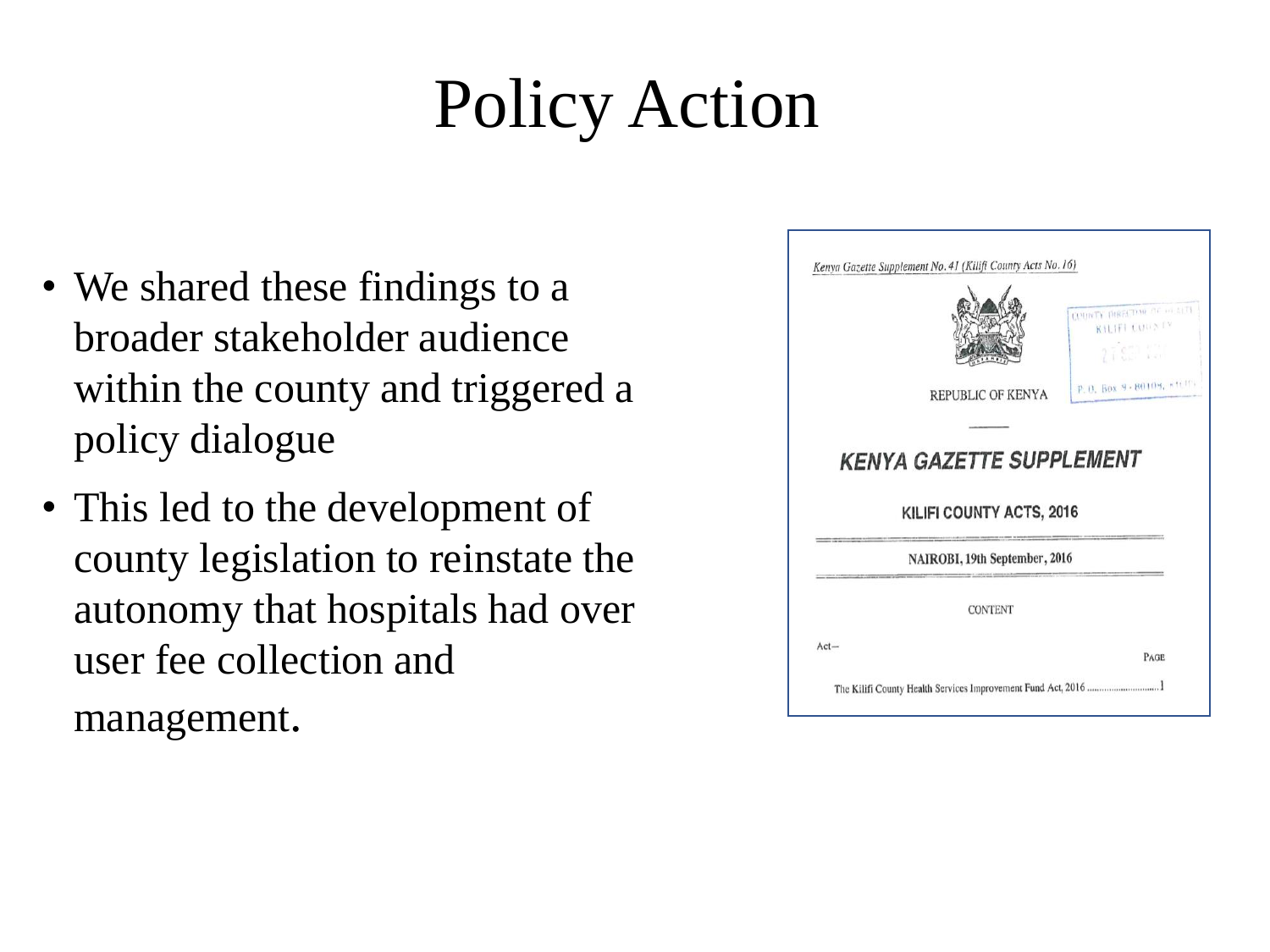# Policy Action

- We shared these findings to a broader stakeholder audience within the county and triggered a policy dialogue
- This led to the development of county legislation to reinstate the autonomy that hospitals had over user fee collection and management.

*Kenya Gazette Supplement No. 41 (Kilifi County Acts No. 16)*

REPUBLIC OF KENYA

**KENYA GAZETTE SUPPLEMENT**

KILIFI COUNTY ACTS, 2016

NAIROBI, 19th September, 2016

CONTENT

Act—

| | PAGE |
|---|---|
| The Kilifi County Health Services Improvement Fund Act, 2016 ............................ | 1 |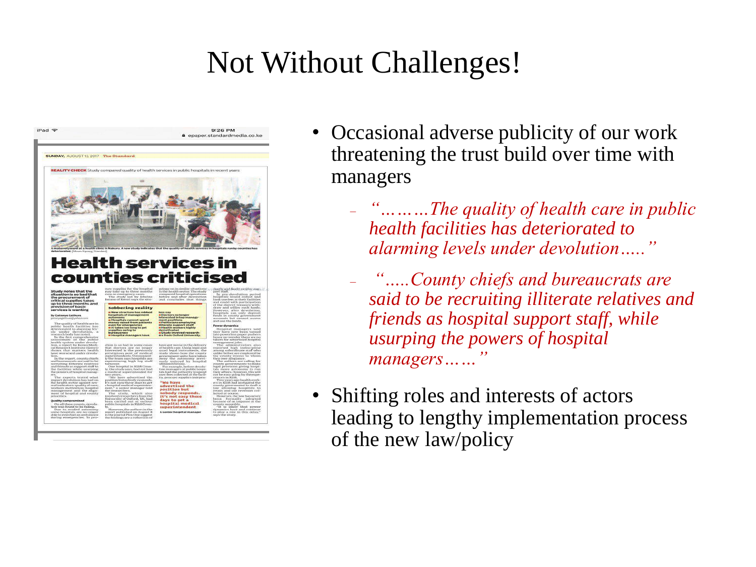# Not Without Challenges!

- Occasional adverse publicity of our work threatening the trust build over time with managers
  - *"………The quality of health care in public health facilities has deteriorated to alarming levels under devolution….."*
  - *".....County chiefs and bureaucrats are said to be recruiting illiterate relatives and friends as hospital support staff, while usurping the powers of hospital managers……"*
- Shifting roles and interests of actors leading to lengthy implementation process of the new law/policy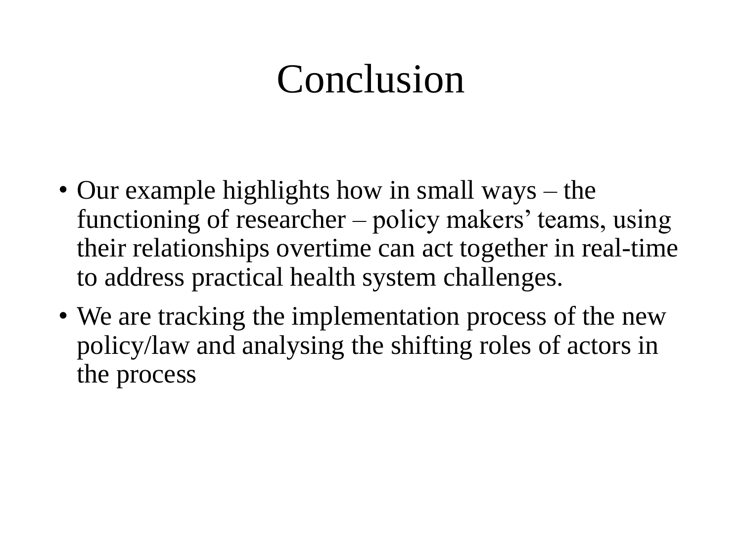# Conclusion

- Our example highlights how in small ways – the functioning of researcher – policy makers' teams, using their relationships overtime can act together in real-time to address practical health system challenges.
- We are tracking the implementation process of the new policy/law and analysing the shifting roles of actors in the process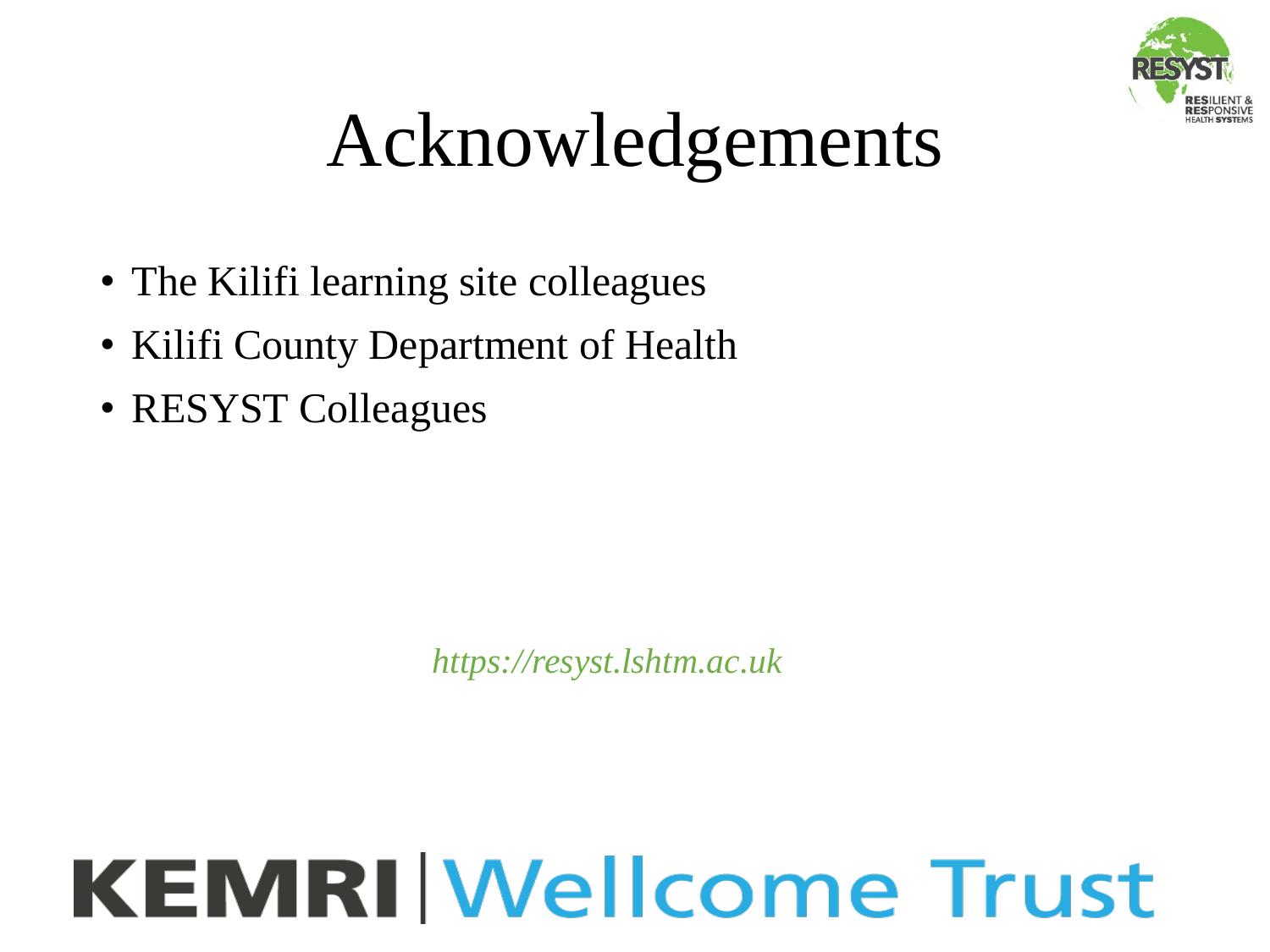# Acknowledgements

- The Kilifi learning site colleagues
- Kilifi County Department of Health
- RESYST Colleagues

*https://resyst.lshtm.ac.uk*

KEMRI | Wellcome Trust